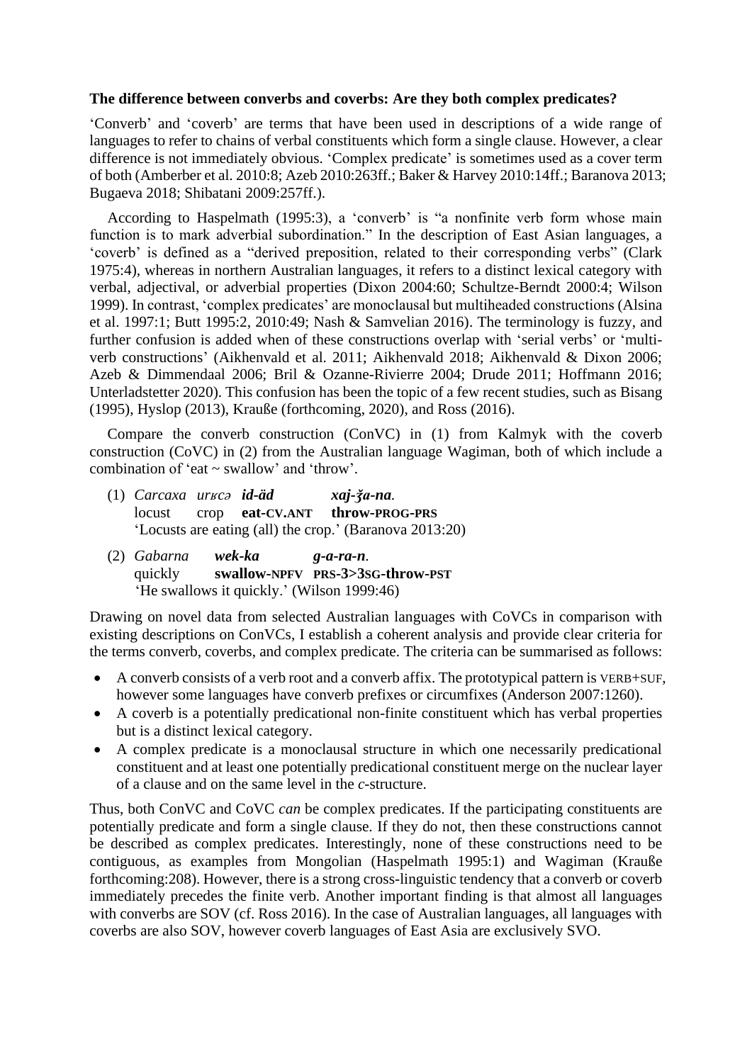**The difference between converbs and coverbs: Are they both complex predicates?**

'Converb' and 'coverb' are terms that have been used in descriptions of a wide range of languages to refer to chains of verbal constituents which form a single clause. However, a clear difference is not immediately obvious. 'Complex predicate' is sometimes used as a cover term of both (Amberber et al. 2010:8; Azeb 2010:263ff.; Baker & Harvey 2010:14ff.; Baranova 2013; Bugaeva 2018; Shibatani 2009:257ff.).

According to Haspelmath (1995:3), a 'converb' is "a nonfinite verb form whose main function is to mark adverbial subordination." In the description of East Asian languages, a 'coverb' is defined as a "derived preposition, related to their corresponding verbs" (Clark 1975:4), whereas in northern Australian languages, it refers to a distinct lexical category with verbal, adjectival, or adverbial properties (Dixon 2004:60; Schultze-Berndt 2000:4; Wilson 1999). In contrast, 'complex predicates' are monoclausal but multiheaded constructions (Alsina et al. 1997:1; Butt 1995:2, 2010:49; Nash & Samvelian 2016). The terminology is fuzzy, and further confusion is added when of these constructions overlap with 'serial verbs' or 'multi-verb constructions' (Aikhenvald et al. 2011; Aikhenvald 2018; Aikhenvald & Dixon 2006; Azeb & Dimmendaal 2006; Bril & Ozanne-Rivierre 2004; Drude 2011; Hoffmann 2016; Unterladstetter 2020). This confusion has been the topic of a few recent studies, such as Bisang (1995), Hyslop (2013), Krauße (forthcoming, 2020), and Ross (2016).

Compare the converb construction (ConVC) in (1) from Kalmyk with the coverb construction (CoVC) in (2) from the Australian language Wagiman, both of which include a combination of 'eat ~ swallow' and 'throw'.

(1) *Carcaxa urʁcə* ***id-äd*** ***xaj-ǯa-na.***
locust crop **eat-CV.ANT** **throw-PROG-PRS**
'Locusts are eating (all) the crop.' (Baranova 2013:20)

(2) *Gabarna* ***wek-ka*** ***g-a-ra-n.***
quickly **swallow-NPFV** **PRS-3>3SG-throw-PST**
'He swallows it quickly.' (Wilson 1999:46)

Drawing on novel data from selected Australian languages with CoVCs in comparison with existing descriptions on ConVCs, I establish a coherent analysis and provide clear criteria for the terms converb, coverbs, and complex predicate. The criteria can be summarised as follows:

- A converb consists of a verb root and a converb affix. The prototypical pattern is VERB+SUF, however some languages have converb prefixes or circumfixes (Anderson 2007:1260).
- A coverb is a potentially predicational non-finite constituent which has verbal properties but is a distinct lexical category.
- A complex predicate is a monoclausal structure in which one necessarily predicational constituent and at least one potentially predicational constituent merge on the nuclear layer of a clause and on the same level in the *c*-structure.

Thus, both ConVC and CoVC *can* be complex predicates. If the participating constituents are potentially predicate and form a single clause. If they do not, then these constructions cannot be described as complex predicates. Interestingly, none of these constructions need to be contiguous, as examples from Mongolian (Haspelmath 1995:1) and Wagiman (Krauße forthcoming:208). However, there is a strong cross-linguistic tendency that a converb or coverb immediately precedes the finite verb. Another important finding is that almost all languages with converbs are SOV (cf. Ross 2016). In the case of Australian languages, all languages with coverbs are also SOV, however coverb languages of East Asia are exclusively SVO.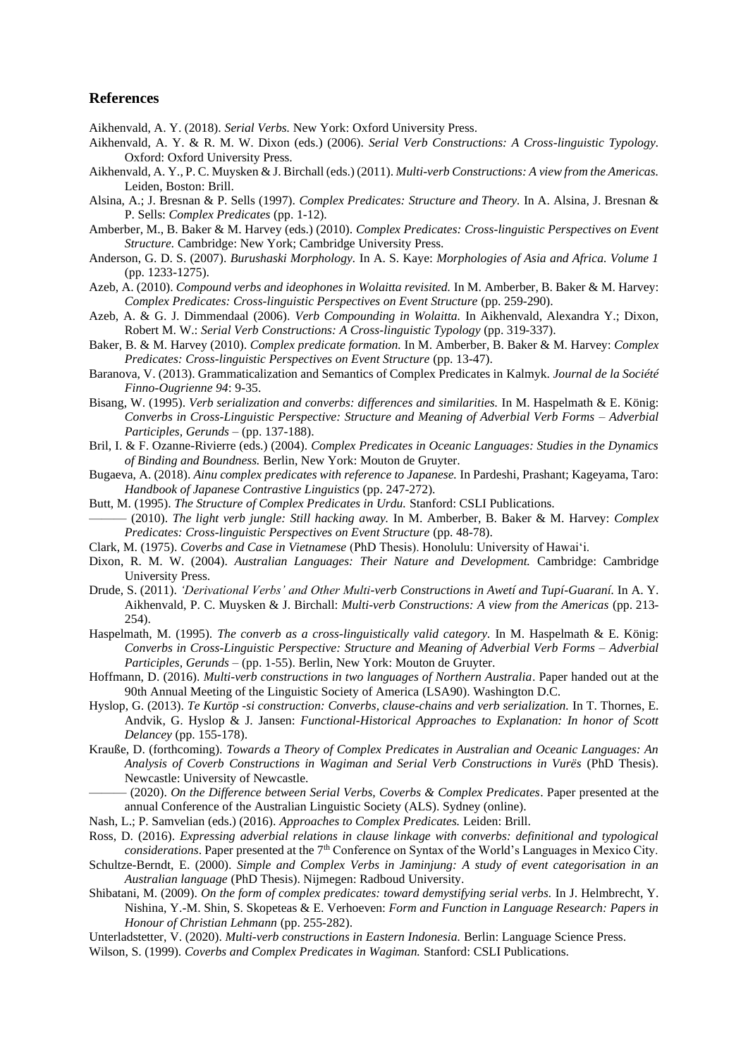## References

Aikhenvald, A. Y. (2018). *Serial Verbs.* New York: Oxford University Press.

Aikhenvald, A. Y. & R. M. W. Dixon (eds.) (2006). *Serial Verb Constructions: A Cross-linguistic Typology.* Oxford: Oxford University Press.

Aikhenvald, A. Y., P. C. Muysken & J. Birchall (eds.) (2011). *Multi-verb Constructions: A view from the Americas.* Leiden, Boston: Brill.

Alsina, A.; J. Bresnan & P. Sells (1997). *Complex Predicates: Structure and Theory.* In A. Alsina, J. Bresnan & P. Sells: *Complex Predicates* (pp. 1-12).

Amberber, M., B. Baker & M. Harvey (eds.) (2010). *Complex Predicates: Cross-linguistic Perspectives on Event Structure.* Cambridge: New York; Cambridge University Press.

Anderson, G. D. S. (2007). *Burushaski Morphology.* In A. S. Kaye: *Morphologies of Asia and Africa. Volume 1* (pp. 1233-1275).

Azeb, A. (2010). *Compound verbs and ideophones in Wolaitta revisited.* In M. Amberber, B. Baker & M. Harvey: *Complex Predicates: Cross-linguistic Perspectives on Event Structure* (pp. 259-290).

Azeb, A. & G. J. Dimmendaal (2006). *Verb Compounding in Wolaitta.* In Aikhenvald, Alexandra Y.; Dixon, Robert M. W.: *Serial Verb Constructions: A Cross-linguistic Typology* (pp. 319-337).

Baker, B. & M. Harvey (2010). *Complex predicate formation.* In M. Amberber, B. Baker & M. Harvey: *Complex Predicates: Cross-linguistic Perspectives on Event Structure* (pp. 13-47).

Baranova, V. (2013). Grammaticalization and Semantics of Complex Predicates in Kalmyk. *Journal de la Société Finno-Ougrienne 94*: 9-35.

Bisang, W. (1995). *Verb serialization and converbs: differences and similarities.* In M. Haspelmath & E. König: *Converbs in Cross-Linguistic Perspective: Structure and Meaning of Adverbial Verb Forms – Adverbial Participles, Gerunds* – (pp. 137-188).

Bril, I. & F. Ozanne-Rivierre (eds.) (2004). *Complex Predicates in Oceanic Languages: Studies in the Dynamics of Binding and Boundness.* Berlin, New York: Mouton de Gruyter.

Bugaeva, A. (2018). *Ainu complex predicates with reference to Japanese.* In Pardeshi, Prashant; Kageyama, Taro: *Handbook of Japanese Contrastive Linguistics* (pp. 247-272).

Butt, M. (1995). *The Structure of Complex Predicates in Urdu.* Stanford: CSLI Publications.

——— (2010). *The light verb jungle: Still hacking away.* In M. Amberber, B. Baker & M. Harvey: *Complex Predicates: Cross-linguistic Perspectives on Event Structure* (pp. 48-78).

Clark, M. (1975). *Coverbs and Case in Vietnamese* (PhD Thesis). Honolulu: University of Hawai'i.

Dixon, R. M. W. (2004). *Australian Languages: Their Nature and Development.* Cambridge: Cambridge University Press.

Drude, S. (2011). *'Derivational Verbs' and Other Multi-verb Constructions in Awetí and Tupí-Guaraní.* In A. Y. Aikhenvald, P. C. Muysken & J. Birchall: *Multi-verb Constructions: A view from the Americas* (pp. 213-254).

Haspelmath, M. (1995). *The converb as a cross-linguistically valid category.* In M. Haspelmath & E. König: *Converbs in Cross-Linguistic Perspective: Structure and Meaning of Adverbial Verb Forms – Adverbial Participles, Gerunds* – (pp. 1-55). Berlin, New York: Mouton de Gruyter.

Hoffmann, D. (2016). *Multi-verb constructions in two languages of Northern Australia*. Paper handed out at the 90th Annual Meeting of the Linguistic Society of America (LSA90). Washington D.C.

Hyslop, G. (2013). *Te Kurtöp -si construction: Converbs, clause-chains and verb serialization.* In T. Thornes, E. Andvik, G. Hyslop & J. Jansen: *Functional-Historical Approaches to Explanation: In honor of Scott Delancey* (pp. 155-178).

Krauße, D. (forthcoming). *Towards a Theory of Complex Predicates in Australian and Oceanic Languages: An Analysis of Coverb Constructions in Wagiman and Serial Verb Constructions in Vurës* (PhD Thesis). Newcastle: University of Newcastle.

——— (2020). *On the Difference between Serial Verbs, Coverbs & Complex Predicates*. Paper presented at the annual Conference of the Australian Linguistic Society (ALS). Sydney (online).

Nash, L.; P. Samvelian (eds.) (2016). *Approaches to Complex Predicates.* Leiden: Brill.

Ross, D. (2016). *Expressing adverbial relations in clause linkage with converbs: definitional and typological considerations*. Paper presented at the 7th Conference on Syntax of the World's Languages in Mexico City.

Schultze-Berndt, E. (2000). *Simple and Complex Verbs in Jaminjung: A study of event categorisation in an Australian language* (PhD Thesis). Nijmegen: Radboud University.

Shibatani, M. (2009). *On the form of complex predicates: toward demystifying serial verbs.* In J. Helmbrecht, Y. Nishina, Y.-M. Shin, S. Skopeteas & E. Verhoeven: *Form and Function in Language Research: Papers in Honour of Christian Lehmann* (pp. 255-282).

Unterladstetter, V. (2020). *Multi-verb constructions in Eastern Indonesia.* Berlin: Language Science Press.

Wilson, S. (1999). *Coverbs and Complex Predicates in Wagiman.* Stanford: CSLI Publications.